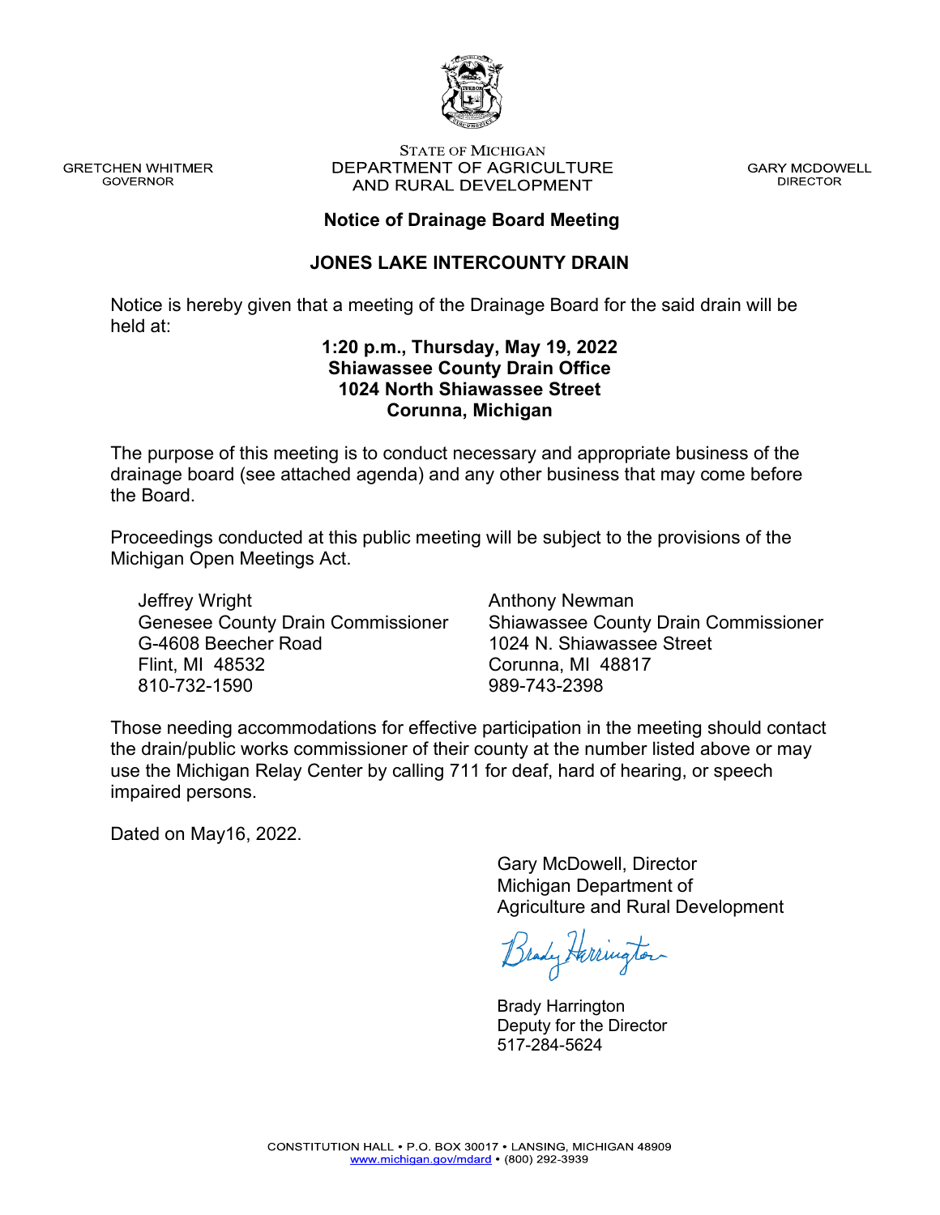GRETCHEN WHITMER
GOVERNOR

STATE OF MICHIGAN
DEPARTMENT OF AGRICULTURE
AND RURAL DEVELOPMENT

GARY MCDOWELL
DIRECTOR

## Notice of Drainage Board Meeting

## JONES LAKE INTERCOUNTY DRAIN

Notice is hereby given that a meeting of the Drainage Board for the said drain will be held at:

**1:20 p.m., Thursday, May 19, 2022**
**Shiawassee County Drain Office**
**1024 North Shiawassee Street**
**Corunna, Michigan**

The purpose of this meeting is to conduct necessary and appropriate business of the drainage board (see attached agenda) and any other business that may come before the Board.

Proceedings conducted at this public meeting will be subject to the provisions of the Michigan Open Meetings Act.

Jeffrey Wright
Genesee County Drain Commissioner
G-4608 Beecher Road
Flint, MI 48532
810-732-1590

Anthony Newman
Shiawassee County Drain Commissioner
1024 N. Shiawassee Street
Corunna, MI 48817
989-743-2398

Those needing accommodations for effective participation in the meeting should contact the drain/public works commissioner of their county at the number listed above or may use the Michigan Relay Center by calling 711 for deaf, hard of hearing, or speech impaired persons.

Dated on May16, 2022.

Gary McDowell, Director
Michigan Department of
Agriculture and Rural Development

Brady Harrington
Deputy for the Director
517-284-5624

CONSTITUTION HALL • P.O. BOX 30017 • LANSING, MICHIGAN 48909
www.michigan.gov/mdard • (800) 292-3939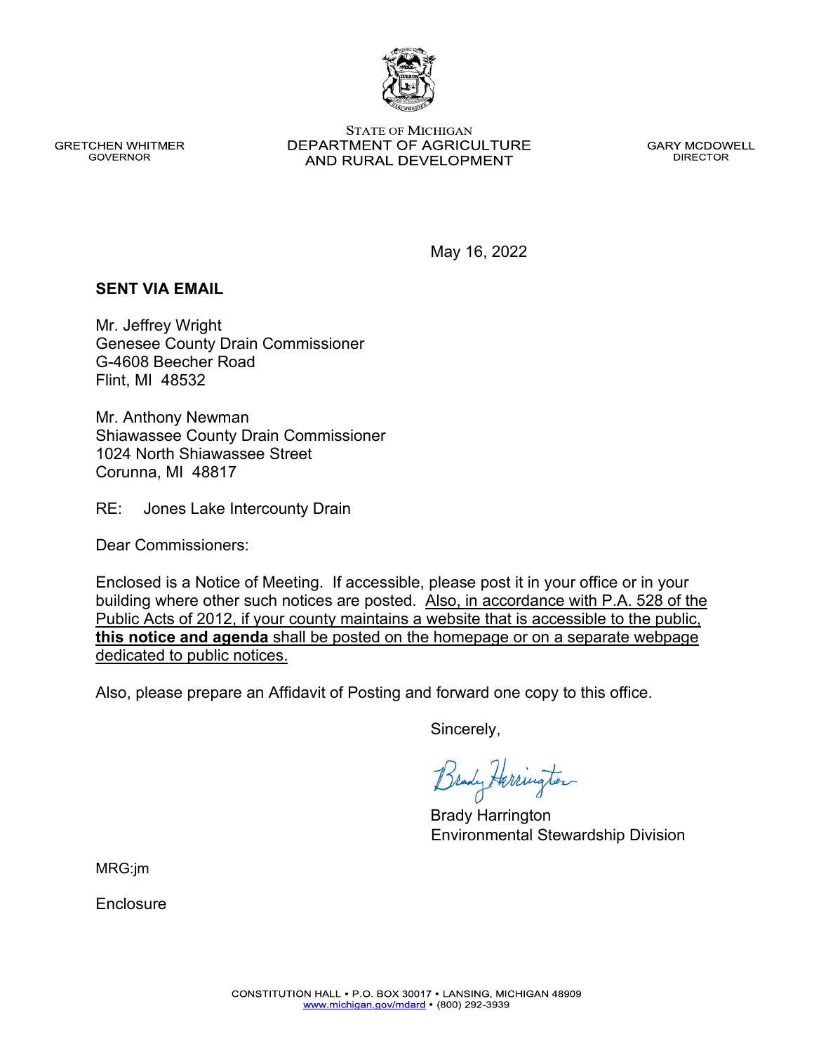STATE OF MICHIGAN
DEPARTMENT OF AGRICULTURE
AND RURAL DEVELOPMENT

GRETCHEN WHITMER
GOVERNOR

GARY MCDOWELL
DIRECTOR

May 16, 2022

**SENT VIA EMAIL**

Mr. Jeffrey Wright
Genesee County Drain Commissioner
G-4608 Beecher Road
Flint, MI 48532

Mr. Anthony Newman
Shiawassee County Drain Commissioner
1024 North Shiawassee Street
Corunna, MI 48817

RE: Jones Lake Intercounty Drain

Dear Commissioners:

Enclosed is a Notice of Meeting. If accessible, please post it in your office or in your building where other such notices are posted. Also, in accordance with P.A. 528 of the Public Acts of 2012, if your county maintains a website that is accessible to the public, **this notice and agenda** shall be posted on the homepage or on a separate webpage dedicated to public notices.

Also, please prepare an Affidavit of Posting and forward one copy to this office.

Sincerely,

Brady Harrington

Brady Harrington
Environmental Stewardship Division

MRG:jm

Enclosure

CONSTITUTION HALL • P.O. BOX 30017 • LANSING, MICHIGAN 48909
www.michigan.gov/mdard • (800) 292-3939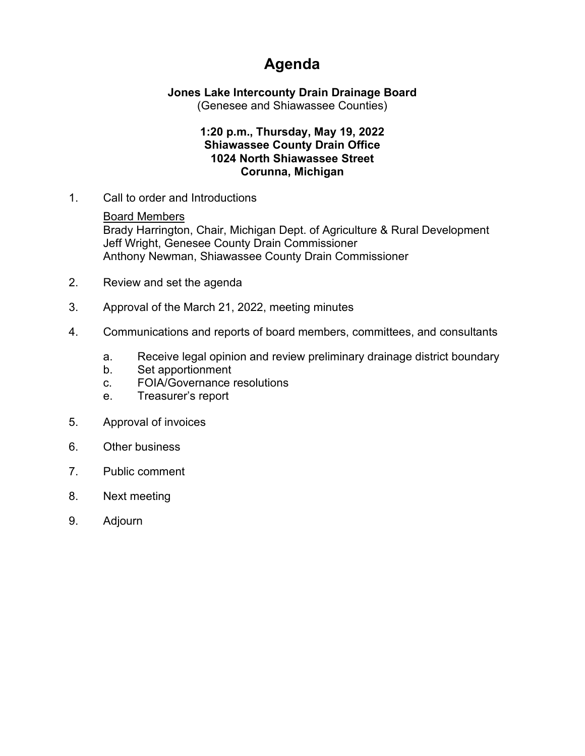# Agenda

**Jones Lake Intercounty Drain Drainage Board**
(Genesee and Shiawassee Counties)

**1:20 p.m., Thursday, May 19, 2022**
**Shiawassee County Drain Office**
**1024 North Shiawassee Street**
**Corunna, Michigan**

1. Call to order and Introductions

   Board Members
   Brady Harrington, Chair, Michigan Dept. of Agriculture & Rural Development
   Jeff Wright, Genesee County Drain Commissioner
   Anthony Newman, Shiawassee County Drain Commissioner

2. Review and set the agenda

3. Approval of the March 21, 2022, meeting minutes

4. Communications and reports of board members, committees, and consultants

   a. Receive legal opinion and review preliminary drainage district boundary
   b. Set apportionment
   c. FOIA/Governance resolutions
   e. Treasurer's report

5. Approval of invoices

6. Other business

7. Public comment

8. Next meeting

9. Adjourn